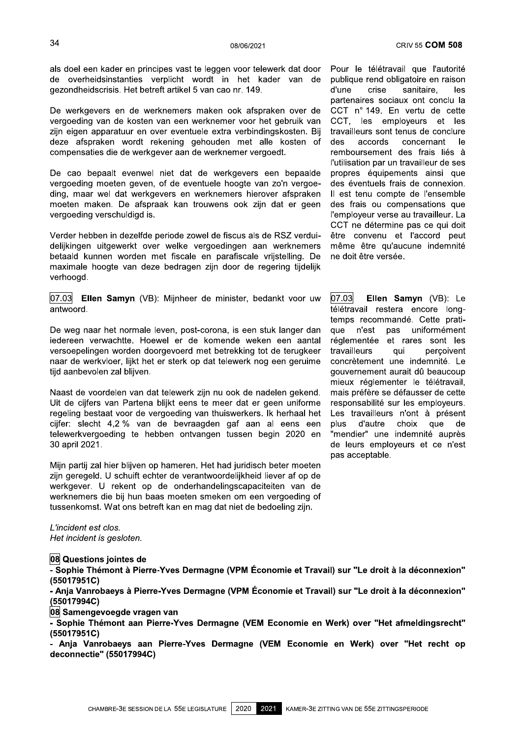als doel een kader en principes vast te leggen voor telewerk dat door de overheidsinstanties verplicht wordt in het kader van de gezondheidscrisis. Het betreft artikel 5 van cao nr. 149.

De werkgevers en de werknemers maken ook afspraken over de vergoeding van de kosten van een werknemer voor het gebruik van zijn eigen apparatuur en over eventuele extra verbindingskosten. Bij deze afspraken wordt rekening gehouden met alle kosten of compensaties die de werkgever aan de werknemer vergoedt.

De cao bepaalt evenwel niet dat de werkgevers een bepaalde vergoeding moeten geven, of de eventuele hoogte van zo'n vergoeding, maar wel dat werkgevers en werknemers hierover afspraken moeten maken. De afspraak kan trouwens ook zijn dat er geen vergoeding verschuldigd is.

Verder hebben in dezelfde periode zowel de fiscus als de RSZ verduidelijkingen uitgewerkt over welke vergoedingen aan werknemers betaald kunnen worden met fiscale en parafiscale vrijstelling. De maximale hoogte van deze bedragen zijn door de regering tijdelijk verhoogd.

Pour le télétravail que l'autorité publique rend obligatoire en raison d'une crise sanitaire, les partenaires sociaux ont conclu la CCT n° 149. En vertu de cette CCT, les employeurs et les travailleurs sont tenus de conclure des accords concernant le remboursement des frais liés à l'utilisation par un travailleur de ses propres équipements ainsi que des éventuels frais de connexion. Il est tenu compte de l'ensemble des frais ou compensations que l'employeur verse au travailleur. La CCT ne détermine pas ce qui doit être convenu et l'accord peut même être qu'aucune indemnité ne doit être versée.

07.03 **Ellen Samyn** (VB): Mijnheer de minister, bedankt voor uw antwoord.

De weg naar het normale leven, post-corona, is een stuk langer dan iedereen verwachtte. Hoewel er de komende weken een aantal versoepelingen worden doorgevoerd met betrekking tot de terugkeer naar de werkvloer, lijkt het er sterk op dat telewerk nog een geruime tijd aanbevolen zal blijven.

Naast de voordelen van dat telewerk zijn nu ook de nadelen gekend. Uit de cijfers van Partena blijkt eens te meer dat er geen uniforme regeling bestaat voor de vergoeding van thuiswerkers. Ik herhaal het cijfer: slecht 4,2 % van de bevraagden gaf aan al eens een telewerkvergoeding te hebben ontvangen tussen begin 2020 en 30 april 2021.

Mijn partij zal hier blijven op hameren. Het had juridisch beter moeten zijn geregeld. U schuift echter de verantwoordelijkheid liever af op de werkgever. U rekent op de onderhandelingscapaciteiten van de werknemers die bij hun baas moeten smeken om een vergoeding of tussenkomst. Wat ons betreft kan en mag dat niet de bedoeling zijn.

07.03 **Ellen Samyn** (VB): Le télétravail restera encore longtemps recommandé. Cette pratique n'est pas uniformément réglementée et rares sont les travailleurs qui perçoivent concrètement une indemnité. Le gouvernement aurait dû beaucoup mieux réglementer le télétravail, mais préfère se défausser de cette responsabilité sur les employeurs. Les travailleurs n'ont à présent plus d'autre choix que de "mendier" une indemnité auprès de leurs employeurs et ce n'est pas acceptable.

*L'incident est clos.*
*Het incident is gesloten.*

**08 Questions jointes de**
**- Sophie Thémont à Pierre-Yves Dermagne (VPM Économie et Travail) sur "Le droit à la déconnexion" (55017951C)**
**- Anja Vanrobaeys à Pierre-Yves Dermagne (VPM Économie et Travail) sur "Le droit à la déconnexion" (55017994C)**

**08 Samengevoegde vragen van**
**- Sophie Thémont aan Pierre-Yves Dermagne (VEM Economie en Werk) over "Het afmeldingsrecht" (55017951C)**
**- Anja Vanrobaeys aan Pierre-Yves Dermagne (VEM Economie en Werk) over "Het recht op deconnectie" (55017994C)**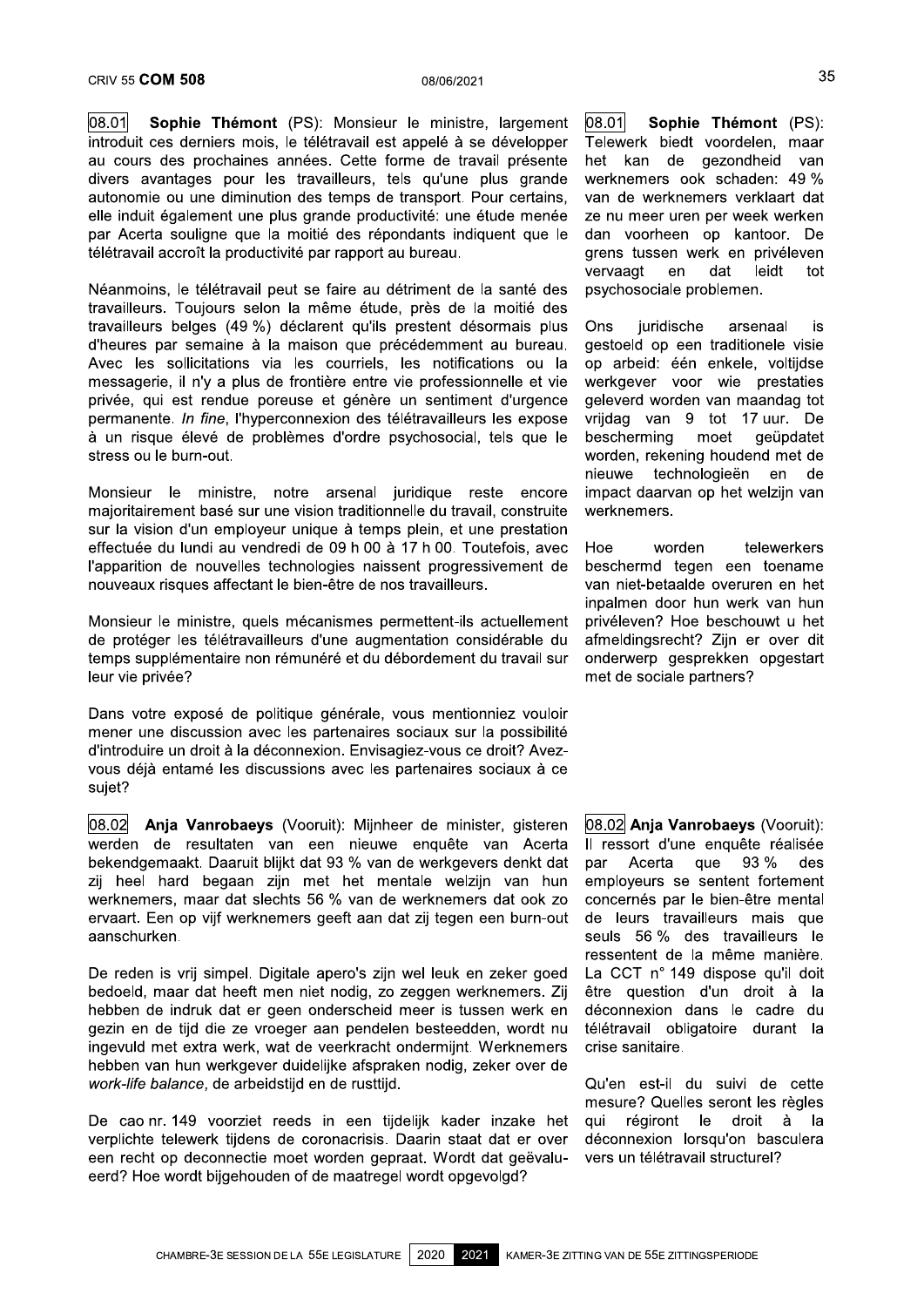08.01 **Sophie Thémont** (PS): Monsieur le ministre, largement introduit ces derniers mois, le télétravail est appelé à se développer au cours des prochaines années. Cette forme de travail présente divers avantages pour les travailleurs, tels qu'une plus grande autonomie ou une diminution des temps de transport. Pour certains, elle induit également une plus grande productivité: une étude menée par Acerta souligne que la moitié des répondants indiquent que le télétravail accroît la productivité par rapport au bureau.

Néanmoins, le télétravail peut se faire au détriment de la santé des travailleurs. Toujours selon la même étude, près de la moitié des travailleurs belges (49 %) déclarent qu'ils prestent désormais plus d'heures par semaine à la maison que précédemment au bureau. Avec les sollicitations via les courriels, les notifications ou la messagerie, il n'y a plus de frontière entre vie professionnelle et vie privée, qui est rendue poreuse et génère un sentiment d'urgence permanente. *In fine*, l'hyperconnexion des télétravailleurs les expose à un risque élevé de problèmes d'ordre psychosocial, tels que le stress ou le burn-out.

Monsieur le ministre, notre arsenal juridique reste encore majoritairement basé sur une vision traditionnelle du travail, construite sur la vision d'un employeur unique à temps plein, et une prestation effectuée du lundi au vendredi de 09 h 00 à 17 h 00. Toutefois, avec l'apparition de nouvelles technologies naissent progressivement de nouveaux risques affectant le bien-être de nos travailleurs.

Monsieur le ministre, quels mécanismes permettent-ils actuellement de protéger les télétravailleurs d'une augmentation considérable du temps supplémentaire non rémunéré et du débordement du travail sur leur vie privée?

Dans votre exposé de politique générale, vous mentionniez vouloir mener une discussion avec les partenaires sociaux sur la possibilité d'introduire un droit à la déconnexion. Envisagiez-vous ce droit? Avez-vous déjà entamé les discussions avec les partenaires sociaux à ce sujet?

08.01 **Sophie Thémont** (PS): Telewerk biedt voordelen, maar het kan de gezondheid van werknemers ook schaden: 49 % van de werknemers verklaart dat ze nu meer uren per week werken dan voorheen op kantoor. De grens tussen werk en privéleven vervaagt en dat leidt tot psychosociale problemen.

Ons juridische arsenaal is gestoeld op een traditionele visie op arbeid: één enkele, voltijdse werkgever voor wie prestaties geleverd worden van maandag tot vrijdag van 9 tot 17 uur. De bescherming moet geüpdatet worden, rekening houdend met de nieuwe technologieën en de impact daarvan op het welzijn van werknemers.

Hoe worden telewerkers beschermd tegen een toename van niet-betaalde overuren en het inpalmen door hun werk van hun privéleven? Hoe beschouwt u het afmeldingsrecht? Zijn er over dit onderwerp gesprekken opgestart met de sociale partners?

08.02 **Anja Vanrobaeys** (Vooruit): Mijnheer de minister, gisteren werden de resultaten van een nieuwe enquête van Acerta bekendgemaakt. Daaruit blijkt dat 93 % van de werkgevers denkt dat zij heel hard begaan zijn met het mentale welzijn van hun werknemers, maar dat slechts 56 % van de werknemers dat ook zo ervaart. Een op vijf werknemers geeft aan dat zij tegen een burn-out aanschurken.

De reden is vrij simpel. Digitale apero's zijn wel leuk en zeker goed bedoeld, maar dat heeft men niet nodig, zo zeggen werknemers. Zij hebben de indruk dat er geen onderscheid meer is tussen werk en gezin en de tijd die ze vroeger aan pendelen besteedden, wordt nu ingevuld met extra werk, wat de veerkracht ondermijnt. Werknemers hebben van hun werkgever duidelijke afspraken nodig, zeker over de *work-life balance*, de arbeidstijd en de rusttijd.

De cao nr. 149 voorziet reeds in een tijdelijk kader inzake het verplichte telewerk tijdens de coronacrisis. Daarin staat dat er over een recht op deconnectie moet worden gepraat. Wordt dat geëvalueerd? Hoe wordt bijgehouden of de maatregel wordt opgevolgd?

08.02 **Anja Vanrobaeys** (Vooruit): Il ressort d'une enquête réalisée par Acerta que 93 % des employeurs se sentent fortement concernés par le bien-être mental de leurs travailleurs mais que seuls 56 % des travailleurs le ressentent de la même manière. La CCT n° 149 dispose qu'il doit être question d'un droit à la déconnexion dans le cadre du télétravail obligatoire durant la crise sanitaire.

Qu'en est-il du suivi de cette mesure? Quelles seront les règles qui régiront le droit à la déconnexion lorsqu'on basculera vers un télétravail structurel?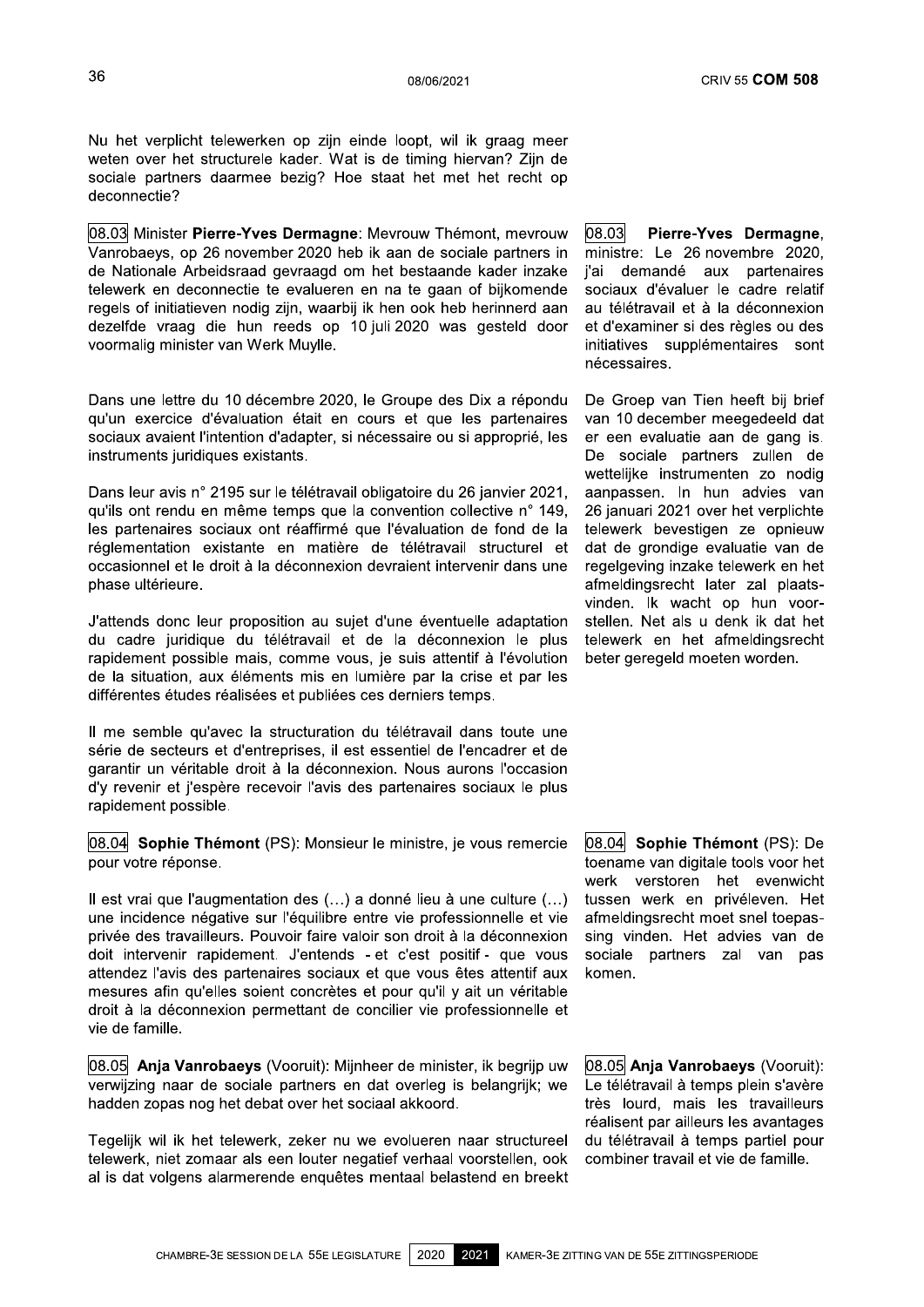Nu het verplicht telewerken op zijn einde loopt, wil ik graag meer weten over het structurele kader. Wat is de timing hiervan? Zijn de sociale partners daarmee bezig? Hoe staat het met het recht op deconnectie?

08.03 Minister **Pierre-Yves Dermagne**: Mevrouw Thémont, mevrouw Vanrobaeys, op 26 november 2020 heb ik aan de sociale partners in de Nationale Arbeidsraad gevraagd om het bestaande kader inzake telewerk en deconnectie te evalueren en na te gaan of bijkomende regels of initiatieven nodig zijn, waarbij ik hen ook heb herinnerd aan dezelfde vraag die hun reeds op 10 juli 2020 was gesteld door voormalig minister van Werk Muylle.

Dans une lettre du 10 décembre 2020, le Groupe des Dix a répondu qu'un exercice d'évaluation était en cours et que les partenaires sociaux avaient l'intention d'adapter, si nécessaire ou si approprié, les instruments juridiques existants.

Dans leur avis n° 2195 sur le télétravail obligatoire du 26 janvier 2021, qu'ils ont rendu en même temps que la convention collective n° 149, les partenaires sociaux ont réaffirmé que l'évaluation de fond de la réglementation existante en matière de télétravail structurel et occasionnel et le droit à la déconnexion devraient intervenir dans une phase ultérieure.

J'attends donc leur proposition au sujet d'une éventuelle adaptation du cadre juridique du télétravail et de la déconnexion le plus rapidement possible mais, comme vous, je suis attentif à l'évolution de la situation, aux éléments mis en lumière par la crise et par les différentes études réalisées et publiées ces derniers temps.

Il me semble qu'avec la structuration du télétravail dans toute une série de secteurs et d'entreprises, il est essentiel de l'encadrer et de garantir un véritable droit à la déconnexion. Nous aurons l'occasion d'y revenir et j'espère recevoir l'avis des partenaires sociaux le plus rapidement possible.

08.03 **Pierre-Yves Dermagne**, ministre: Le 26 novembre 2020, j'ai demandé aux partenaires sociaux d'évaluer le cadre relatif au télétravail et à la déconnexion et d'examiner si des règles ou des initiatives supplémentaires sont nécessaires.

De Groep van Tien heeft bij brief van 10 december meegedeeld dat er een evaluatie aan de gang is. De sociale partners zullen de wettelijke instrumenten zo nodig aanpassen. In hun advies van 26 januari 2021 over het verplichte telewerk bevestigen ze opnieuw dat de grondige evaluatie van de regelgeving inzake telewerk en het afmeldingsrecht later zal plaatsvinden. Ik wacht op hun voorstellen. Net als u denk ik dat het telewerk en het afmeldingsrecht beter geregeld moeten worden.

08.04 **Sophie Thémont** (PS): Monsieur le ministre, je vous remercie pour votre réponse.

Il est vrai que l'augmentation des (…) a donné lieu à une culture (…) une incidence négative sur l'équilibre entre vie professionnelle et vie privée des travailleurs. Pouvoir faire valoir son droit à la déconnexion doit intervenir rapidement. J'entends - et c'est positif - que vous attendez l'avis des partenaires sociaux et que vous êtes attentif aux mesures afin qu'elles soient concrètes et pour qu'il y ait un véritable droit à la déconnexion permettant de concilier vie professionnelle et vie de famille.

08.04 **Sophie Thémont** (PS): De toename van digitale tools voor het werk verstoren het evenwicht tussen werk en privéleven. Het afmeldingsrecht moet snel toepassing vinden. Het advies van de sociale partners zal van pas komen.

08.05 **Anja Vanrobaeys** (Vooruit): Mijnheer de minister, ik begrijp uw verwijzing naar de sociale partners en dat overleg is belangrijk; we hadden zopas nog het debat over het sociaal akkoord.

Tegelijk wil ik het telewerk, zeker nu we evolueren naar structureel telewerk, niet zomaar als een louter negatief verhaal voorstellen, ook al is dat volgens alarmerende enquêtes mentaal belastend en breekt

08.05 **Anja Vanrobaeys** (Vooruit): Le télétravail à temps plein s'avère très lourd, mais les travailleurs réalisent par ailleurs les avantages du télétravail à temps partiel pour combiner travail et vie de famille.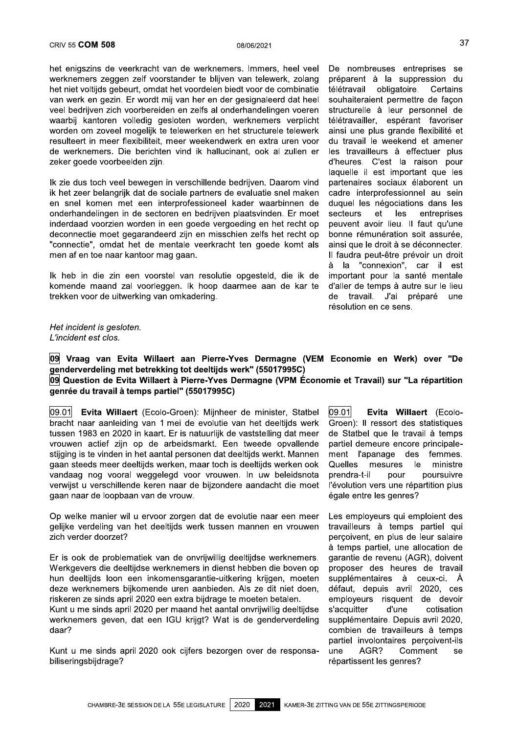het enigszins de veerkracht van de werknemers. Immers, heel veel werknemers zeggen zelf voorstander te blijven van telewerk, zolang het niet voltijds gebeurt, omdat het voordelen biedt voor de combinatie van werk en gezin. Er wordt mij van her en der gesignaleerd dat heel veel bedrijven zich voorbereiden en zelfs al onderhandelingen voeren waarbij kantoren volledig gesloten worden, werknemers verplicht worden om zoveel mogelijk te telewerken en het structurele telewerk resulteert in meer flexibiliteit, meer weekendwerk en extra uren voor de werknemers. Die berichten vind ik hallucinant, ook al zullen er zeker goede voorbeelden zijn.

Ik zie dus toch veel bewegen in verschillende bedrijven. Daarom vind ik het zeer belangrijk dat de sociale partners de evaluatie snel maken en snel komen met een interprofessioneel kader waarbinnen de onderhandelingen in de sectoren en bedrijven plaatsvinden. Er moet inderdaad voorzien worden in een goede vergoeding en het recht op deconnectie moet gegarandeerd zijn en misschien zelfs het recht op "connectie", omdat het de mentale veerkracht ten goede komt als men af en toe naar kantoor mag gaan.

Ik heb in die zin een voorstel van resolutie opgesteld, die ik de komende maand zal voorleggen. Ik hoop daarmee aan de kar te trekken voor de uitwerking van omkadering.

De nombreuses entreprises se préparent à la suppression du télétravail obligatoire. Certains souhaiteraient permettre de façon structurelle à leur personnel de télétravailler, espérant favoriser ainsi une plus grande flexibilité et du travail le weekend et amener les travailleurs à effectuer plus d'heures. C'est la raison pour laquelle il est important que les partenaires sociaux élaborent un cadre interprofessionnel au sein duquel les négociations dans les secteurs et les entreprises peuvent avoir lieu. Il faut qu'une bonne rémunération soit assurée, ainsi que le droit à se déconnecter. Il faudra peut-être prévoir un droit à la "connexion", car il est important pour la santé mentale d'aller de temps à autre sur le lieu de travail. J'ai préparé une résolution en ce sens.

*Het incident is gesloten.*
*L'incident est clos.*

**09 Vraag van Evita Willaert aan Pierre-Yves Dermagne (VEM Economie en Werk) over "De genderverdeling met betrekking tot deeltijds werk" (55017995C)**

**09 Question de Evita Willaert à Pierre-Yves Dermagne (VPM Économie et Travail) sur "La répartition genrée du travail à temps partiel" (55017995C)**

09.01 **Evita Willaert** (Ecolo-Groen): Mijnheer de minister, Statbel bracht naar aanleiding van 1 mei de evolutie van het deeltijds werk tussen 1983 en 2020 in kaart. Er is natuurlijk de vaststelling dat meer vrouwen actief zijn op de arbeidsmarkt. Een tweede opvallende stijging is te vinden in het aantal personen dat deeltijds werkt. Mannen gaan steeds meer deeltijds werken, maar toch is deeltijds werken ook vandaag nog vooral weggelegd voor vrouwen. In uw beleidsnota verwijst u verschillende keren naar de bijzondere aandacht die moet gaan naar de loopbaan van de vrouw.

Op welke manier wil u ervoor zorgen dat de evolutie naar een meer gelijke verdeling van het deeltijds werk tussen mannen en vrouwen zich verder doorzet?

Er is ook de problematiek van de onvrijwillig deeltijdse werknemers. Werkgevers die deeltijdse werknemers in dienst hebben die boven op hun deeltijds loon een inkomensgarantie-uitkering krijgen, moeten deze werknemers bijkomende uren aanbieden. Als ze dit niet doen, riskeren ze sinds april 2020 een extra bijdrage te moeten betalen.
Kunt u me sinds april 2020 per maand het aantal onvrijwillig deeltijdse werknemers geven, dat een IGU krijgt? Wat is de genderverdeling daar?

Kunt u me sinds april 2020 ook cijfers bezorgen over de responsabiliseringsbijdrage?

09.01 **Evita Willaert** (Ecolo-Groen): Il ressort des statistiques de Statbel que le travail à temps partiel demeure encore principalement l'apanage des femmes. Quelles mesures le ministre prendra-t-il pour poursuivre l'évolution vers une répartition plus égale entre les genres?

Les employeurs qui emploient des travailleurs à temps partiel qui perçoivent, en plus de leur salaire à temps partiel, une allocation de garantie de revenu (AGR), doivent proposer des heures de travail supplémentaires à ceux-ci. À défaut, depuis avril 2020, ces employeurs risquent de devoir s'acquitter d'une cotisation supplémentaire. Depuis avril 2020, combien de travailleurs à temps partiel involontaires perçoivent-ils une AGR? Comment se répartissent les genres?